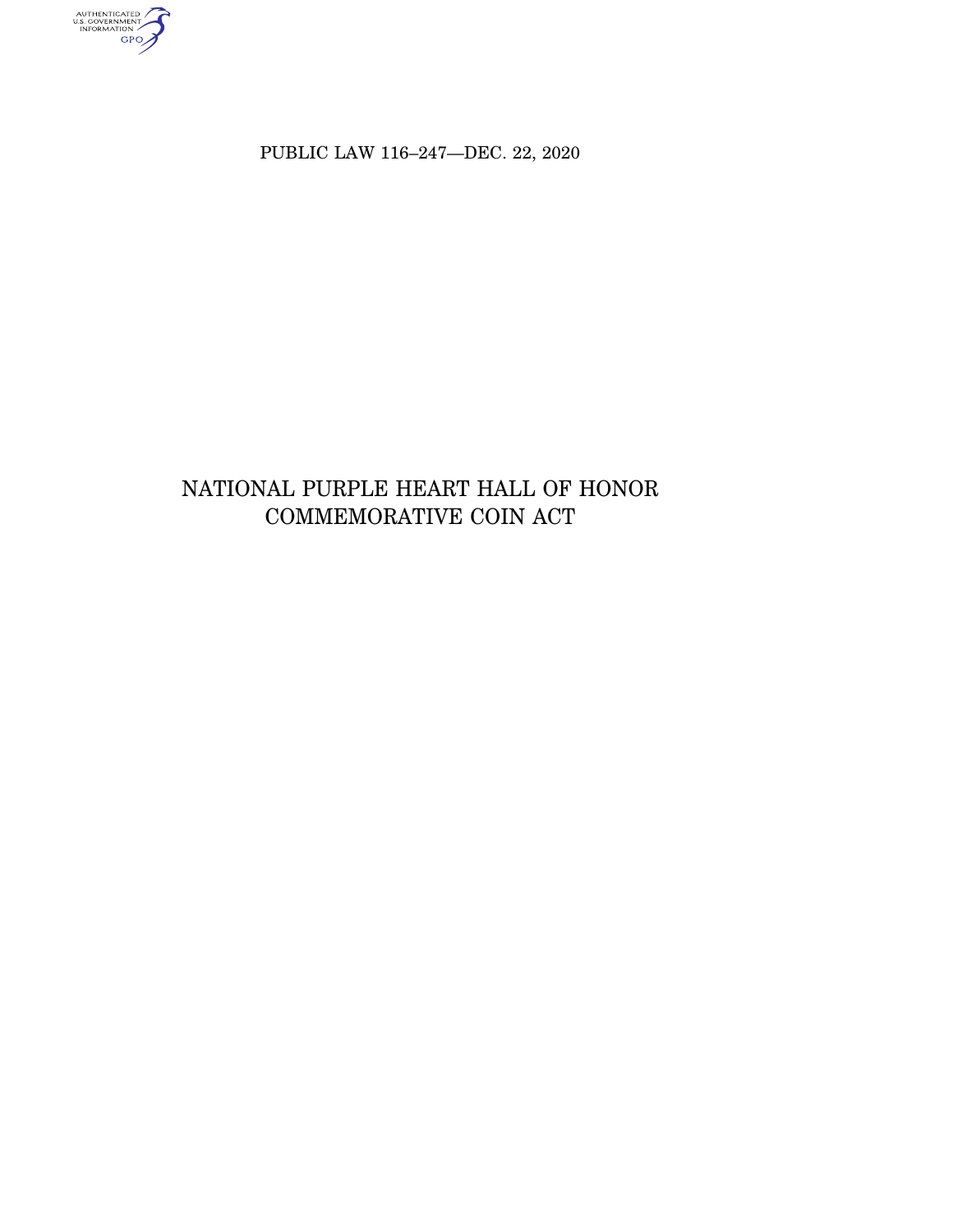PUBLIC LAW 116–247—DEC. 22, 2020

# NATIONAL PURPLE HEART HALL OF HONOR COMMEMORATIVE COIN ACT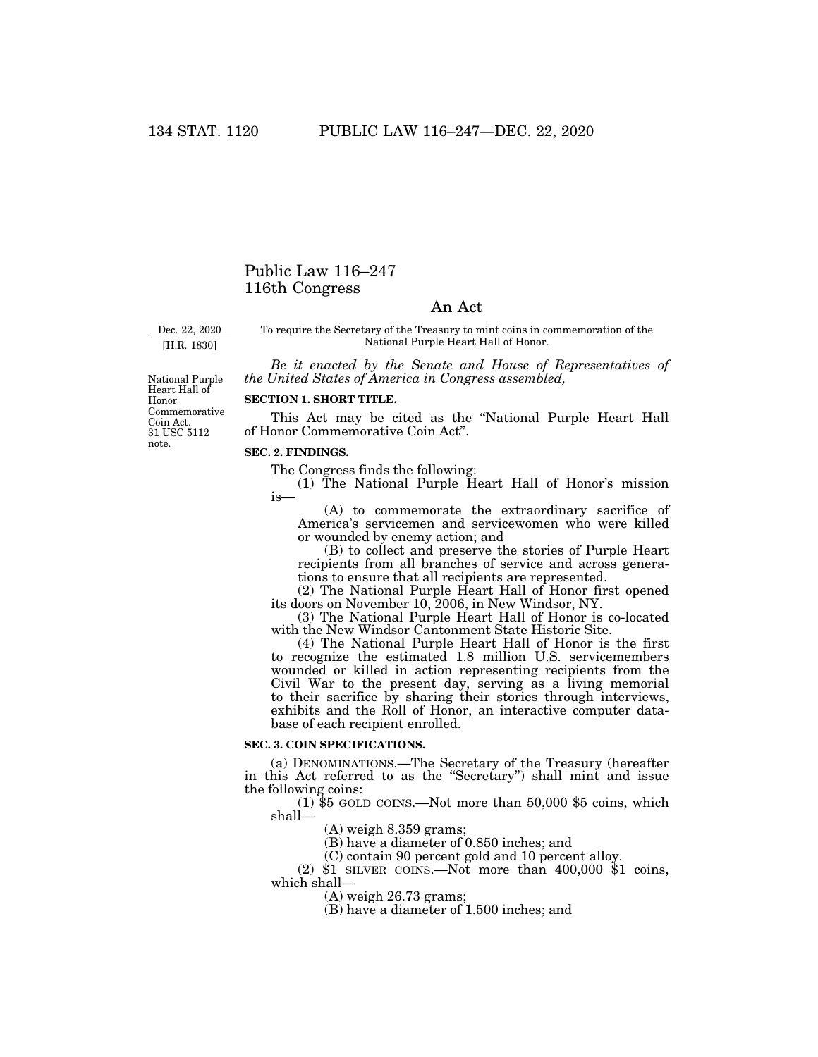# Public Law 116–247
# 116th Congress

## An Act

Dec. 22, 2020
[H.R. 1830]

To require the Secretary of the Treasury to mint coins in commemoration of the National Purple Heart Hall of Honor.

*Be it enacted by the Senate and House of Representatives of the United States of America in Congress assembled,*

National Purple Heart Hall of Honor Commemorative Coin Act.
31 USC 5112 note.

**SECTION 1. SHORT TITLE.**

This Act may be cited as the "National Purple Heart Hall of Honor Commemorative Coin Act".

**SEC. 2. FINDINGS.**

The Congress finds the following:

(1) The National Purple Heart Hall of Honor's mission is—

(A) to commemorate the extraordinary sacrifice of America's servicemen and servicewomen who were killed or wounded by enemy action; and

(B) to collect and preserve the stories of Purple Heart recipients from all branches of service and across generations to ensure that all recipients are represented.

(2) The National Purple Heart Hall of Honor first opened its doors on November 10, 2006, in New Windsor, NY.

(3) The National Purple Heart Hall of Honor is co-located with the New Windsor Cantonment State Historic Site.

(4) The National Purple Heart Hall of Honor is the first to recognize the estimated 1.8 million U.S. servicemembers wounded or killed in action representing recipients from the Civil War to the present day, serving as a living memorial to their sacrifice by sharing their stories through interviews, exhibits and the Roll of Honor, an interactive computer database of each recipient enrolled.

**SEC. 3. COIN SPECIFICATIONS.**

(a) DENOMINATIONS.—The Secretary of the Treasury (hereafter in this Act referred to as the "Secretary") shall mint and issue the following coins:

(1) $5 GOLD COINS.—Not more than 50,000 $5 coins, which shall—

(A) weigh 8.359 grams;

(B) have a diameter of 0.850 inches; and

(C) contain 90 percent gold and 10 percent alloy.

(2) $1 SILVER COINS.—Not more than 400,000 $1 coins, which shall—

(A) weigh 26.73 grams;

(B) have a diameter of 1.500 inches; and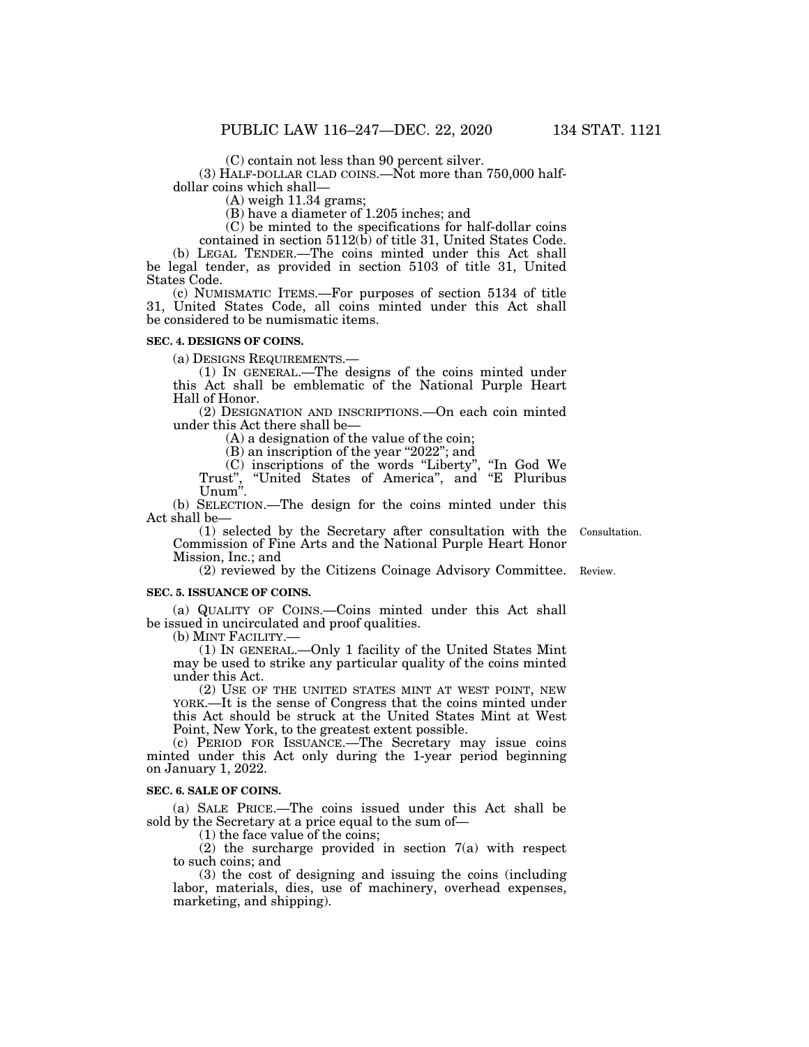(C) contain not less than 90 percent silver.

(3) HALF-DOLLAR CLAD COINS.—Not more than 750,000 half-dollar coins which shall—

(A) weigh 11.34 grams;

(B) have a diameter of 1.205 inches; and

(C) be minted to the specifications for half-dollar coins contained in section 5112(b) of title 31, United States Code.

(b) LEGAL TENDER.—The coins minted under this Act shall be legal tender, as provided in section 5103 of title 31, United States Code.

(c) NUMISMATIC ITEMS.—For purposes of section 5134 of title 31, United States Code, all coins minted under this Act shall be considered to be numismatic items.

**SEC. 4. DESIGNS OF COINS.**

(a) DESIGNS REQUIREMENTS.—

(1) IN GENERAL.—The designs of the coins minted under this Act shall be emblematic of the National Purple Heart Hall of Honor.

(2) DESIGNATION AND INSCRIPTIONS.—On each coin minted under this Act there shall be—

(A) a designation of the value of the coin;

(B) an inscription of the year "2022"; and

(C) inscriptions of the words "Liberty", "In God We Trust", "United States of America", and "E Pluribus Unum".

(b) SELECTION.—The design for the coins minted under this Act shall be—

(1) selected by the Secretary after consultation with the Commission of Fine Arts and the National Purple Heart Honor Mission, Inc.; and

Consultation.

(2) reviewed by the Citizens Coinage Advisory Committee.

Review.

**SEC. 5. ISSUANCE OF COINS.**

(a) QUALITY OF COINS.—Coins minted under this Act shall be issued in uncirculated and proof qualities.

(b) MINT FACILITY.—

(1) IN GENERAL.—Only 1 facility of the United States Mint may be used to strike any particular quality of the coins minted under this Act.

(2) USE OF THE UNITED STATES MINT AT WEST POINT, NEW YORK.—It is the sense of Congress that the coins minted under this Act should be struck at the United States Mint at West Point, New York, to the greatest extent possible.

(c) PERIOD FOR ISSUANCE.—The Secretary may issue coins minted under this Act only during the 1-year period beginning on January 1, 2022.

**SEC. 6. SALE OF COINS.**

(a) SALE PRICE.—The coins issued under this Act shall be sold by the Secretary at a price equal to the sum of—

(1) the face value of the coins;

(2) the surcharge provided in section 7(a) with respect to such coins; and

(3) the cost of designing and issuing the coins (including labor, materials, dies, use of machinery, overhead expenses, marketing, and shipping).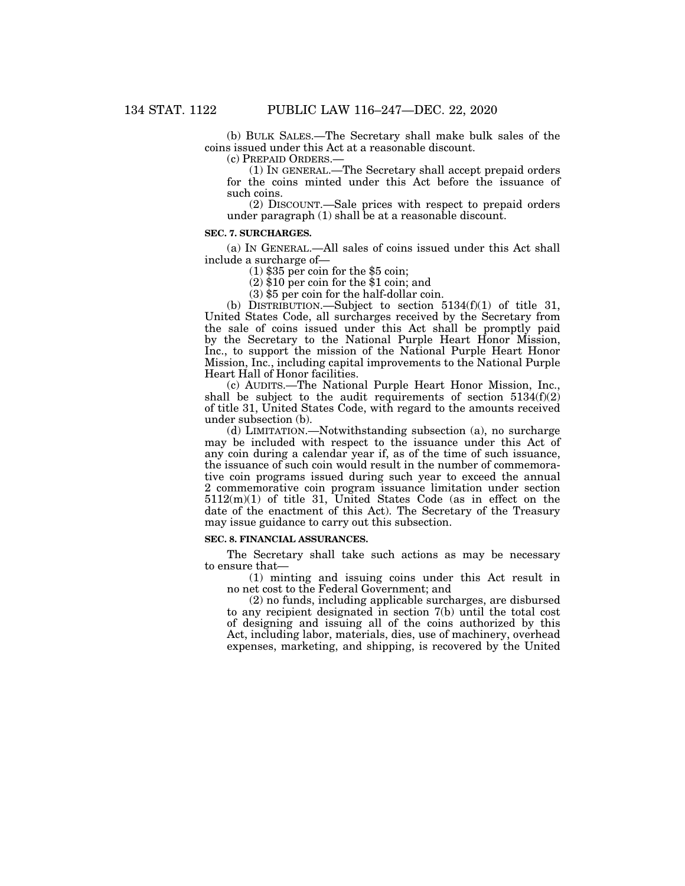(b) BULK SALES.—The Secretary shall make bulk sales of the coins issued under this Act at a reasonable discount.

(c) PREPAID ORDERS.—

(1) IN GENERAL.—The Secretary shall accept prepaid orders for the coins minted under this Act before the issuance of such coins.

(2) DISCOUNT.—Sale prices with respect to prepaid orders under paragraph (1) shall be at a reasonable discount.

**SEC. 7. SURCHARGES.**

(a) IN GENERAL.—All sales of coins issued under this Act shall include a surcharge of—

(1) $35 per coin for the $5 coin;

(2) $10 per coin for the $1 coin; and

(3) $5 per coin for the half-dollar coin.

(b) DISTRIBUTION.—Subject to section 5134(f)(1) of title 31, United States Code, all surcharges received by the Secretary from the sale of coins issued under this Act shall be promptly paid by the Secretary to the National Purple Heart Honor Mission, Inc., to support the mission of the National Purple Heart Honor Mission, Inc., including capital improvements to the National Purple Heart Hall of Honor facilities.

(c) AUDITS.—The National Purple Heart Honor Mission, Inc., shall be subject to the audit requirements of section 5134(f)(2) of title 31, United States Code, with regard to the amounts received under subsection (b).

(d) LIMITATION.—Notwithstanding subsection (a), no surcharge may be included with respect to the issuance under this Act of any coin during a calendar year if, as of the time of such issuance, the issuance of such coin would result in the number of commemorative coin programs issued during such year to exceed the annual 2 commemorative coin program issuance limitation under section 5112(m)(1) of title 31, United States Code (as in effect on the date of the enactment of this Act). The Secretary of the Treasury may issue guidance to carry out this subsection.

**SEC. 8. FINANCIAL ASSURANCES.**

The Secretary shall take such actions as may be necessary to ensure that—

(1) minting and issuing coins under this Act result in no net cost to the Federal Government; and

(2) no funds, including applicable surcharges, are disbursed to any recipient designated in section 7(b) until the total cost of designing and issuing all of the coins authorized by this Act, including labor, materials, dies, use of machinery, overhead expenses, marketing, and shipping, is recovered by the United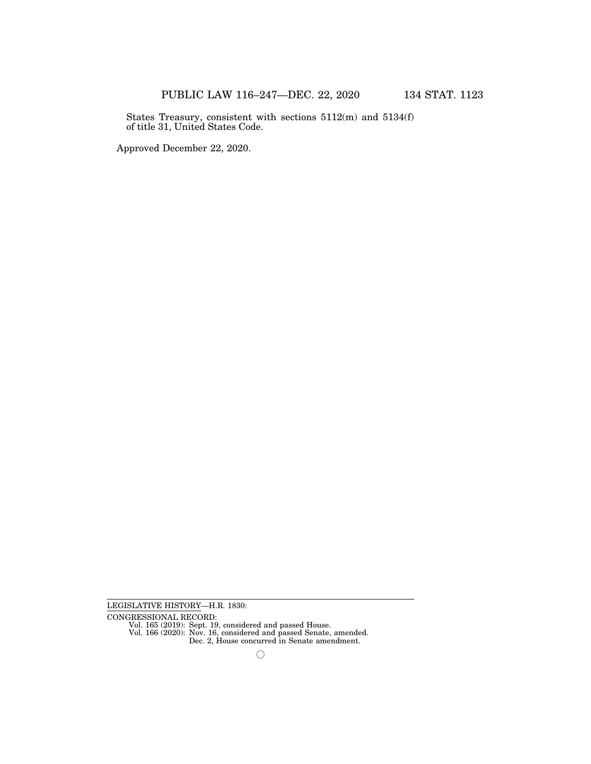States Treasury, consistent with sections 5112(m) and 5134(f) of title 31, United States Code.

Approved December 22, 2020.

LEGISLATIVE HISTORY—H.R. 1830:

CONGRESSIONAL RECORD:

Vol. 165 (2019): Sept. 19, considered and passed House.

Vol. 166 (2020): Nov. 16, considered and passed Senate, amended.

Dec. 2, House concurred in Senate amendment.